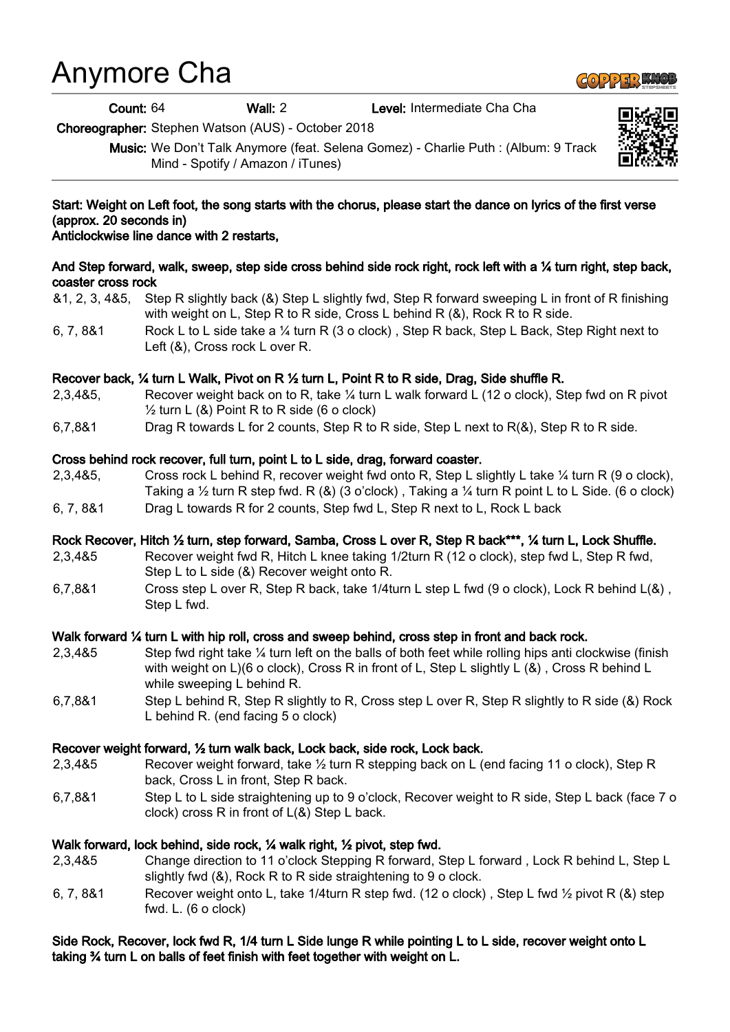# Anymore Cha

**Count:** 64 **Wall:** 2 **Level:** Intermediate Cha Cha

**Choreographer:** Stephen Watson (AUS) - October 2018

**Music:** We Don't Talk Anymore (feat. Selena Gomez) - Charlie Puth : (Album: 9 Track Mind - Spotify / Amazon / iTunes)

---

**Start: Weight on Left foot, the song starts with the chorus, please start the dance on lyrics of the first verse (approx. 20 seconds in)**
**Anticlockwise line dance with 2 restarts,**

**And Step forward, walk, sweep, step side cross behind side rock right, rock left with a ¼ turn right, step back, coaster cross rock**

| | |
|---|---|
| &1, 2, 3, 4&5, | Step R slightly back (&) Step L slightly fwd, Step R forward sweeping L in front of R finishing with weight on L, Step R to R side, Cross L behind R (&), Rock R to R side. |
| 6, 7, 8&1 | Rock L to L side take a ¼ turn R (3 o clock) , Step R back, Step L Back, Step Right next to Left (&), Cross rock L over R. |

**Recover back, ¼ turn L Walk, Pivot on R ½ turn L, Point R to R side, Drag, Side shuffle R.**

| | |
|---|---|
| 2,3,4&5, | Recover weight back on to R, take ¼ turn L walk forward L (12 o clock), Step fwd on R pivot ½ turn L (&) Point R to R side (6 o clock) |
| 6,7,8&1 | Drag R towards L for 2 counts, Step R to R side, Step L next to R(&), Step R to R side. |

**Cross behind rock recover, full turn, point L to L side, drag, forward coaster.**

| | |
|---|---|
| 2,3,4&5, | Cross rock L behind R, recover weight fwd onto R, Step L slightly L take ¼ turn R (9 o clock), Taking a ½ turn R step fwd. R (&) (3 o'clock) , Taking a ¼ turn R point L to L Side. (6 o clock) |
| 6, 7, 8&1 | Drag L towards R for 2 counts, Step fwd L, Step R next to L, Rock L back |

**Rock Recover, Hitch ½ turn, step forward, Samba, Cross L over R, Step R back\*\*\*, ¼ turn L, Lock Shuffle.**

| | |
|---|---|
| 2,3,4&5 | Recover weight fwd R, Hitch L knee taking 1/2turn R (12 o clock), step fwd L, Step R fwd, Step L to L side (&) Recover weight onto R. |
| 6,7,8&1 | Cross step L over R, Step R back, take 1/4turn L step L fwd (9 o clock), Lock R behind L(&) , Step L fwd. |

**Walk forward ¼ turn L with hip roll, cross and sweep behind, cross step in front and back rock.**

| | |
|---|---|
| 2,3,4&5 | Step fwd right take ¼ turn left on the balls of both feet while rolling hips anti clockwise (finish with weight on L)(6 o clock), Cross R in front of L, Step L slightly L (&) , Cross R behind L while sweeping L behind R. |
| 6,7,8&1 | Step L behind R, Step R slightly to R, Cross step L over R, Step R slightly to R side (&) Rock L behind R. (end facing 5 o clock) |

**Recover weight forward, ½ turn walk back, Lock back, side rock, Lock back.**

| | |
|---|---|
| 2,3,4&5 | Recover weight forward, take ½ turn R stepping back on L (end facing 11 o clock), Step R back, Cross L in front, Step R back. |
| 6,7,8&1 | Step L to L side straightening up to 9 o'clock, Recover weight to R side, Step L back (face 7 o clock) cross R in front of L(&) Step L back. |

**Walk forward, lock behind, side rock, ¼ walk right, ½ pivot, step fwd.**

| | |
|---|---|
| 2,3,4&5 | Change direction to 11 o'clock Stepping R forward, Step L forward , Lock R behind L, Step L slightly fwd (&), Rock R to R side straightening to 9 o clock. |
| 6, 7, 8&1 | Recover weight onto L, take 1/4turn R step fwd. (12 o clock) , Step L fwd ½ pivot R (&) step fwd. L. (6 o clock) |

**Side Rock, Recover, lock fwd R, 1/4 turn L Side lunge R while pointing L to L side, recover weight onto L taking ¾ turn L on balls of feet finish with feet together with weight on L.**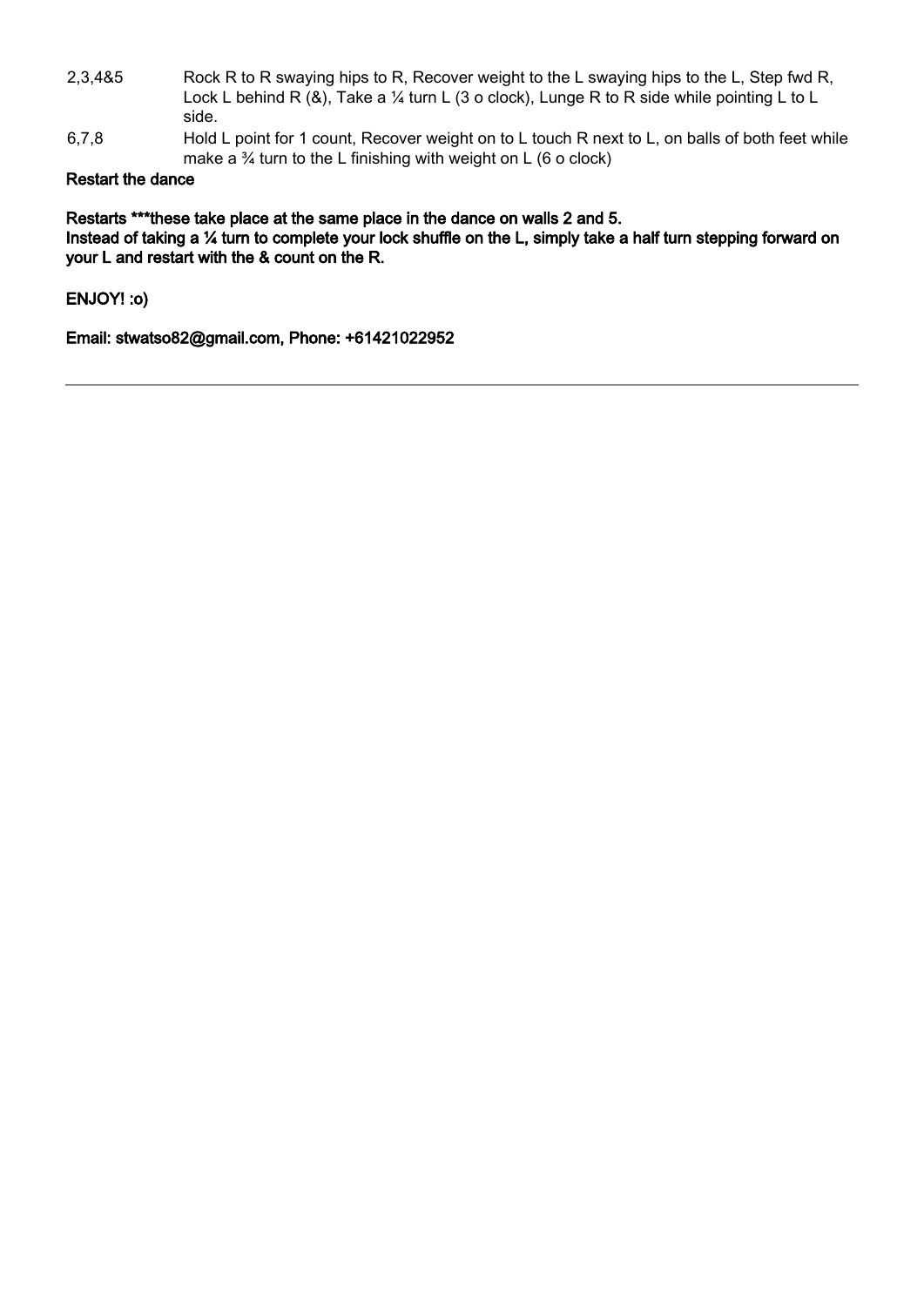| | |
|---|---|
| 2,3,4&5 | Rock R to R swaying hips to R, Recover weight to the L swaying hips to the L, Step fwd R, Lock L behind R (&), Take a ¼ turn L (3 o clock), Lunge R to R side while pointing L to L side. |
| 6,7,8 | Hold L point for 1 count, Recover weight on to L touch R next to L, on balls of both feet while make a ¾ turn to the L finishing with weight on L (6 o clock) |

**Restart the dance**

**Restarts ***these take place at the same place in the dance on walls 2 and 5.**
**Instead of taking a ¼ turn to complete your lock shuffle on the L, simply take a half turn stepping forward on your L and restart with the & count on the R.**

**ENJOY! :o)**

**Email: stwatso82@gmail.com, Phone: +61421022952**

---